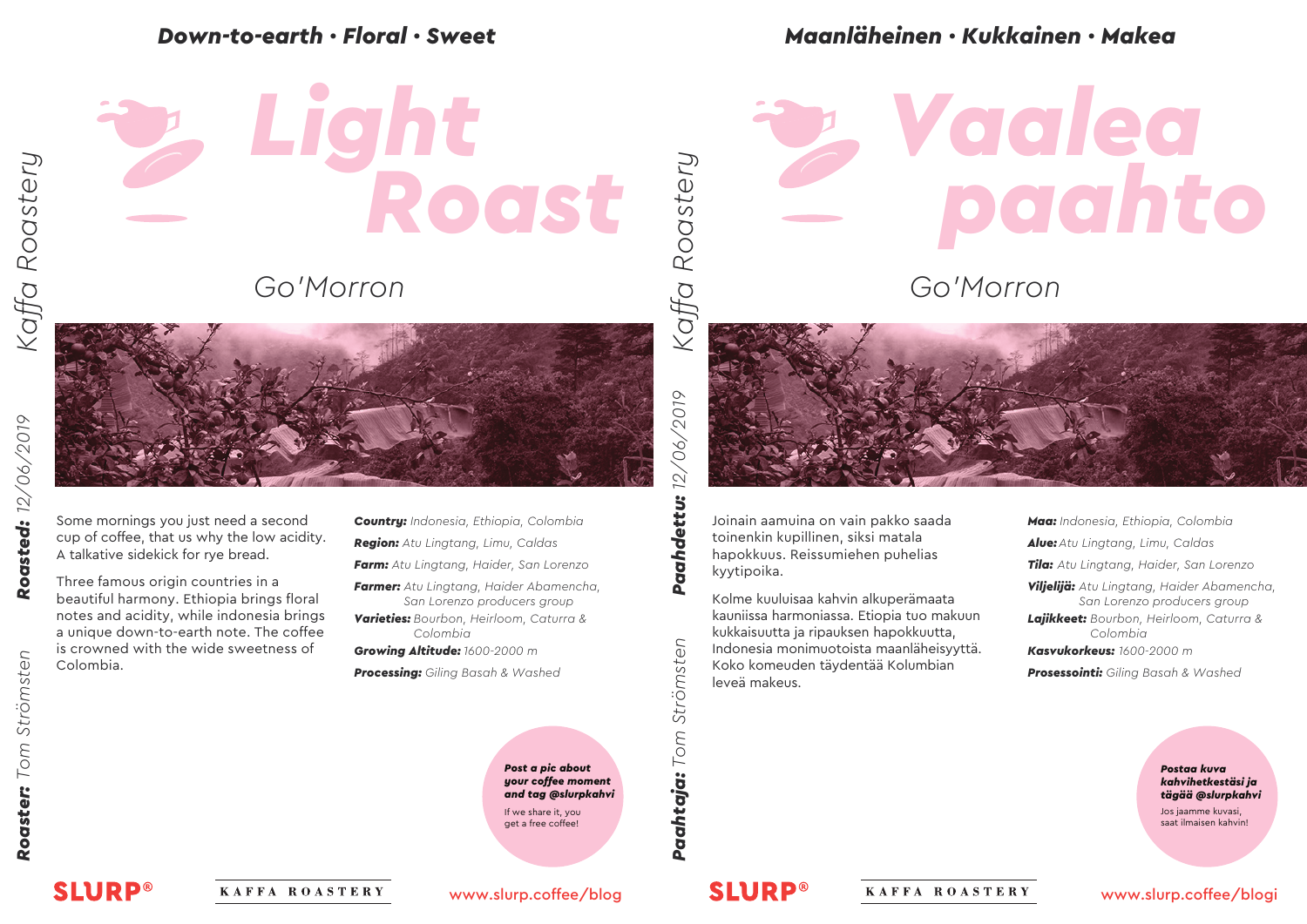**Down-to-earth · Floral · Sweet**

# Light Roast

## Go'Morron

Kaffa Roastery

**Roasted:** *12/06/2019*

**Roaster:** *Tom Strömsten*

Some mornings you just need a second cup of coffee, that us why the low acidity. A talkative sidekick for rye bread.

Three famous origin countries in a beautiful harmony. Ethiopia brings floral notes and acidity, while indonesia brings a unique down-to-earth note. The coffee is crowned with the wide sweetness of Colombia.

***Country:*** *Indonesia, Ethiopia, Colombia*

***Region:*** *Atu Lingtang, Limu, Caldas*

***Farm:*** *Atu Lingtang, Haider, San Lorenzo*

***Farmer:*** *Atu Lingtang, Haider Abamencha, San Lorenzo producers group*

***Varieties:*** *Bourbon, Heirloom, Caturra & Colombia*

***Growing Altitude:*** *1600-2000 m*

***Processing:*** *Giling Basah & Washed*

***Post a pic about your coffee moment and tag @slurpkahvi***

If we share it, you get a free coffee!

SLURP® KAFFA ROASTERY www.slurp.coffee/blog

---

**Maanläheinen · Kukkainen · Makea**

# Vaalea paahto

## Go'Morron

Kaffa Roastery

**Paahdettu:** *12/06/2019*

**Paahtaja:** *Tom Strömsten*

Joinain aamuina on vain pakko saada toinenkin kupillinen, siksi matala hapokkuus. Reissumiehen puhelias kyytipoika.

Kolme kuuluisaa kahvin alkuperämaata kauniissa harmoniassa. Etiopia tuo makuun kukkaisuutta ja ripauksen hapokkuutta, Indonesia monimuotoista maanläheisyyttä. Koko komeuden täydentää Kolumbian leveä makeus.

***Maa:*** *Indonesia, Ethiopia, Colombia*

***Alue:*** *Atu Lingtang, Limu, Caldas*

***Tila:*** *Atu Lingtang, Haider, San Lorenzo*

***Viljelijä:*** *Atu Lingtang, Haider Abamencha, San Lorenzo producers group*

***Lajikkeet:*** *Bourbon, Heirloom, Caturra & Colombia*

***Kasvukorkeus:*** *1600-2000 m*

***Prosessointi:*** *Giling Basah & Washed*

***Postaa kuva kahvihetkestäsi ja tägää @slurpkahvi***

Jos jaamme kuvasi, saat ilmaisen kahvin!

SLURP® KAFFA ROASTERY www.slurp.coffee/blogi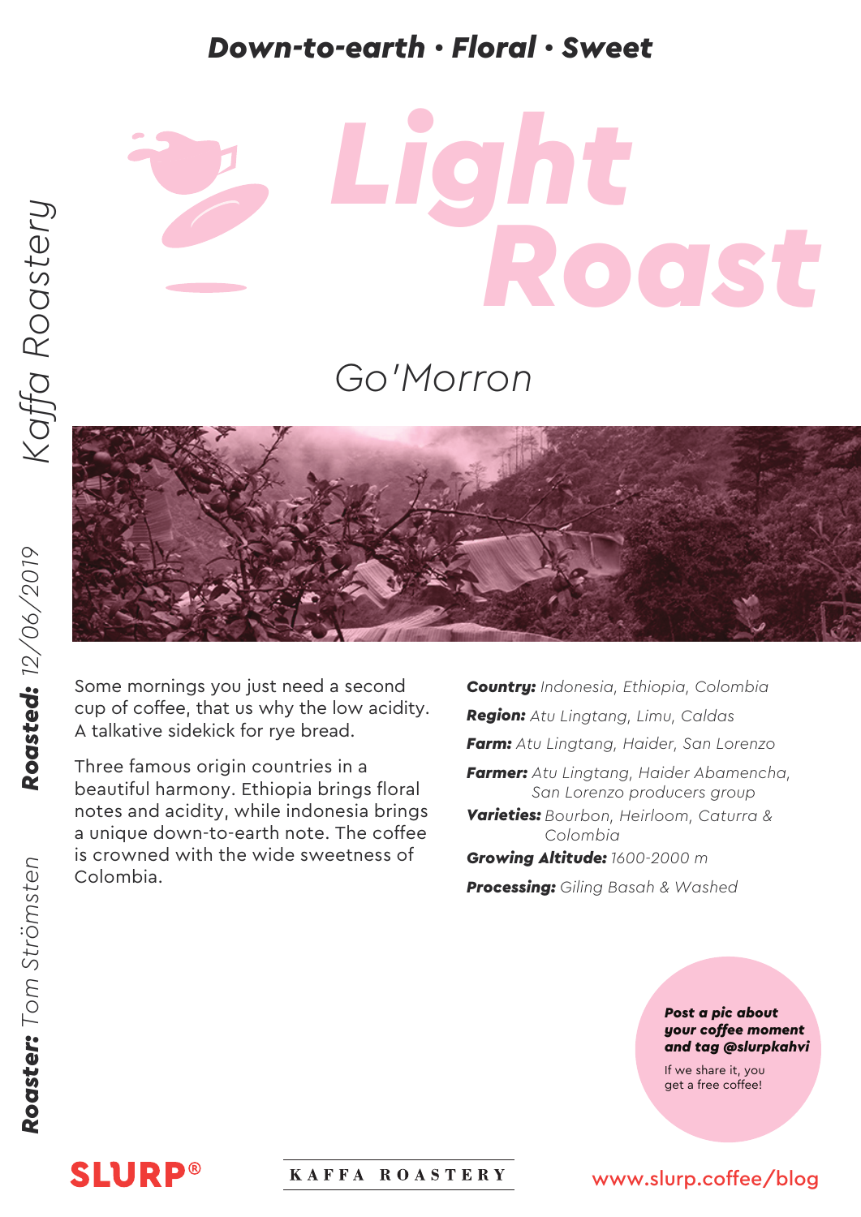**Down-to-earth • Floral • Sweet**

# Light Roast

## Go'Morron

*Kaffa Roastery*

***Roasted:*** *12/06/2019*

***Roaster:*** *Tom Strömsten*

Some mornings you just need a second cup of coffee, that us why the low acidity. A talkative sidekick for rye bread.

Three famous origin countries in a beautiful harmony. Ethiopia brings floral notes and acidity, while indonesia brings a unique down-to-earth note. The coffee is crowned with the wide sweetness of Colombia.

***Country:*** *Indonesia, Ethiopia, Colombia*

***Region:*** *Atu Lingtang, Limu, Caldas*

***Farm:*** *Atu Lingtang, Haider, San Lorenzo*

***Farmer:*** *Atu Lingtang, Haider Abamencha, San Lorenzo producers group*

***Varieties:*** *Bourbon, Heirloom, Caturra & Colombia*

***Growing Altitude:*** *1600-2000 m*

***Processing:*** *Giling Basah & Washed*

***Post a pic about your coffee moment and tag @slurpkahvi***

If we share it, you get a free coffee!

SLURP®

KAFFA ROASTERY

www.slurp.coffee/blog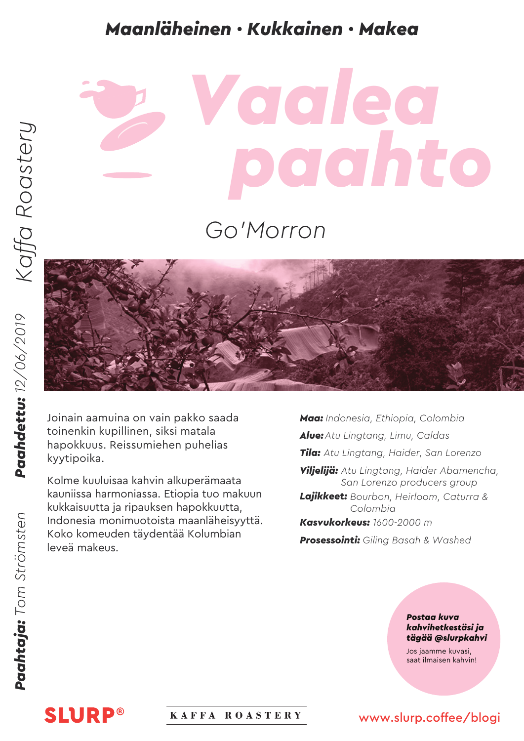***Maanläheinen • Kukkainen • Makea***

# Vaalea paahto

*Go'Morron*

**Paahtaja:** *Tom Strömsten*

**Paahdettu:** *12/06/2019*

*Kaffa Roastery*

Joinain aamuina on vain pakko saada toinenkin kupillinen, siksi matala hapokkuus. Reissumiehen puhelias kyytipoika.

Kolme kuuluisaa kahvin alkuperämaata kauniissa harmoniassa. Etiopia tuo makuun kukkaisuutta ja ripauksen hapokkuutta, Indonesia monimuotoista maanläheisyyttä. Koko komeuden täydentää Kolumbian leveä makeus.

***Maa:*** *Indonesia, Ethiopia, Colombia*

***Alue:*** *Atu Lingtang, Limu, Caldas*

***Tila:*** *Atu Lingtang, Haider, San Lorenzo*

***Viljelijä:*** *Atu Lingtang, Haider Abamencha, San Lorenzo producers group*

***Lajikkeet:*** *Bourbon, Heirloom, Caturra & Colombia*

***Kasvukorkeus:*** *1600-2000 m*

***Prosessointi:*** *Giling Basah & Washed*

***Postaa kuva kahvihetkestäsi ja tägää @slurpkahvi***

Jos jaamme kuvasi, saat ilmaisen kahvin!

SLURP®

KAFFA ROASTERY

www.slurp.coffee/blogi